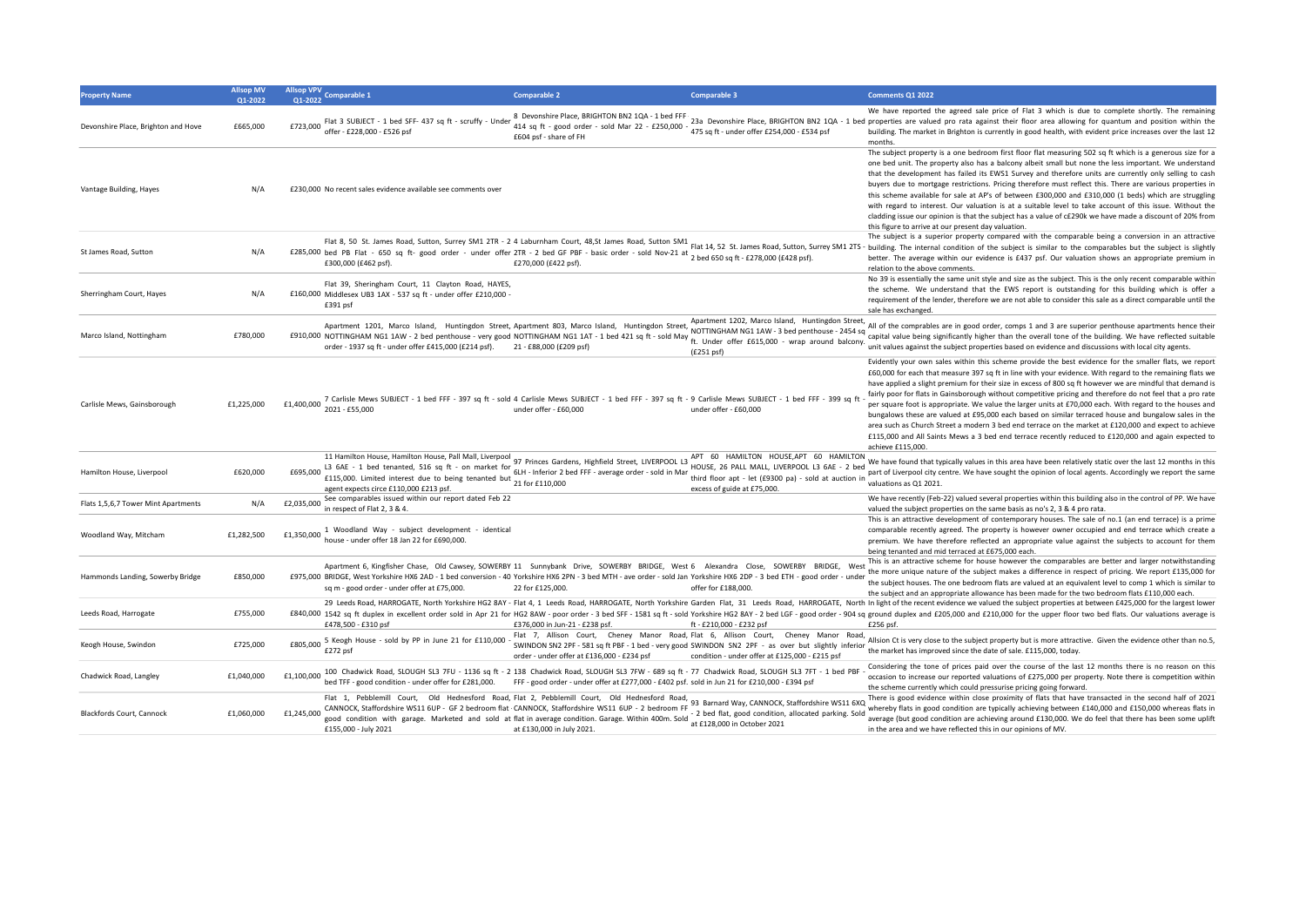| Property Name | Allsop MV Q1-2022 | Allsop VPV Q1-2022 | Comparable 1 | Comparable 2 | Comparable 3 | Comments Q1 2022 |
|---|---|---|---|---|---|---|
| Devonshire Place, Brighton and Hove | £665,000 | £723,000 | Flat 3 SUBJECT - 1 bed SFF- 437 sq ft - scruffy - Under offer - £228,000 - £526 psf | 8 Devonshire Place, BRIGHTON BN2 1QA - 1 bed FFF 414 sq ft - good order - sold Mar 22 - £250,000 - £604 psf - share of FH | 23a Devonshire Place, BRIGHTON BN2 1QA - 1 bed 475 sq ft - under offer £254,000 - £534 psf | We have reported the agreed sale price of Flat 3 which is due to complete shortly. The remaining properties are valued pro rata against their floor area allowing for quantum and position within the building. The market in Brighton is currently in good health, with evident price increases over the last 12 months. |
| Vantage Building, Hayes | N/A | £230,000 | No recent sales evidence available see comments over | | | The subject property is a one bedroom first floor flat measuring 502 sq ft which is a generous size for a one bed unit. The property also has a balcony albeit small but none the less important. We understand that the development has failed its EWS1 Survey and therefore units are currently only selling to cash buyers due to mortgage restrictions. Pricing therefore must reflect this. There are various properties in this scheme available for sale at AP's of between £300,000 and £310,000 (1 beds) which are struggling with regard to interest. Our valuation is at a suitable level to take account of this issue. Without the cladding issue our opinion is that the subject has a value of c£290k we have made a discount of 20% from this figure to arrive at our present day valuation. |
| St James Road, Sutton | N/A | £285,000 | Flat 8, 50 St. James Road, Sutton, Surrey SM1 2TR - 2 bed PB Flat - 650 sq ft- good order - under offer £300,000 (£462 psf). | 4 Laburnham Court, 48,St James Road, Sutton SM1 2TR - 2 bed GF PBF - basic order - sold Nov-21 at £270,000 (£422 psf). | Flat 14, 52 St. James Road, Sutton, Surrey SM1 2TS - 2 bed 650 sq ft - £278,000 (£428 psf). | The subject is a superior property compared with the comparable being a conversion in an attractive building. The internal condition of the subject is similar to the comparables but the subject is slightly better. The average within our evidence is £437 psf. Our valuation shows an appropriate premium in relation to the above comments. |
| Sherringham Court, Hayes | N/A | £160,000 | Flat 39, Sheringham Court, 11 Clayton Road, HAYES, Middlesex UB3 1AX - 537 sq ft - under offer £210,000 - £391 psf | | | No 39 is essentially the same unit style and size as the subject. This is the only recent comparable within the scheme. We understand that the EWS report is outstanding for this building which is offer a requirement of the lender, therefore we are not able to consider this sale as a direct comparable until the sale has exchanged. |
| Marco Island, Nottingham | £780,000 | £910,000 | Apartment 1201, Marco Island, Huntingdon Street, NOTTINGHAM NG1 1AW - 2 bed penthouse - very good order - 1937 sq ft - under offer £415,000 (£214 psf). | Apartment 803, Marco Island, Huntingdon Street, NOTTINGHAM NG1 1AT - 1 bed 421 sq ft - sold May 21 - £88,000 (£209 psf) | Apartment 1202, Marco Island, Huntingdon Street, NOTTINGHAM NG1 1AW - 3 bed penthouse - 2454 sq ft. Under offer £615,000 - wrap around balcony. (£251 psf) | All of the comprables are in good order, comps 1 and 3 are superior penthouse apartments hence their capital value being significantly higher than the overall tone of the building. We have reflected suitable unit values against the subject properties based on evidence and discussions with local city agents. |
| Carlisle Mews, Gainsborough | £1,225,000 | £1,400,000 | 7 Carlisle Mews SUBJECT - 1 bed FFF - 397 sq ft - sold 2021 - £55,000 | 4 Carlisle Mews SUBJECT - 1 bed FFF - 397 sq ft - under offer - £60,000 | 9 Carlisle Mews SUBJECT - 1 bed FFF - 399 sq ft - under offer - £60,000 | Evidently your own sales within this scheme provide the best evidence for the smaller flats, we report £60,000 for each that measure 397 sq ft in line with your evidence. With regard to the remaining flats we have applied a slight premium for their size in excess of 800 sq ft however we are mindful that demand is fairly poor for flats in Gainsborough without competitive pricing and therefore do not feel that a pro rate per square foot is appropriate. We value the larger units at £70,000 each. With regard to the houses and bungalows these are valued at £95,000 each based on similar terraced house and bungalow sales in the area such as Church Street a modern 3 bed end terrace on the market at £120,000 and expect to achieve £115,000 and All Saints Mews a 3 bed end terrace recently reduced to £120,000 and again expected to achieve £115,000. |
| Hamilton House, Liverpool | £620,000 | £695,000 | 11 Hamilton House, Hamilton House, Pall Mall, Liverpool L3 6AE - 1 bed tenanted, 516 sq ft - on market for £115,000. Limited interest due to being tenanted but agent expects circe £110,000 £213 psf. | 97 Princes Gardens, Highfield Street, LIVERPOOL L3 6LH - Inferior 2 bed FFF - average order - sold in Mar 21 for £110,000 | APT 60 HAMILTON HOUSE,APT 60 HAMILTON HOUSE, 26 PALL MALL, LIVERPOOL L3 6AE - 2 bed third floor apt - let (£9300 pa) - sold at auction in excess of guide at £75,000. | We have found that typically values in this area have been relatively static over the last 12 months in this part of Liverpool city centre. We have sought the opinion of local agents. Accordingly we report the same valuations as Q1 2021. |
| Flats 1,5,6,7 Tower Mint Apartments | N/A | £2,035,000 | See comparables issued within our report dated Feb 22 in respect of Flat 2, 3 & 4. | | | We have recently (Feb-22) valued several properties within this building also in the control of PP. We have valued the subject properties on the same basis as no's 2, 3 & 4 pro rata. |
| Woodland Way, Mitcham | £1,282,500 | £1,350,000 | 1 Woodland Way - subject development - identical house - under offer 18 Jan 22 for £690,000. | | | This is an attractive development of contemporary houses. The sale of no.1 (an end terrace) is a prime comparable recently agreed. The property is however owner occupied and end terrace which create a premium. We have therefore reflected an appropriate value against the subjects to account for them being tenanted and mid terraced at £675,000 each. |
| Hammonds Landing, Sowerby Bridge | £850,000 | £975,000 | Apartment 6, Kingfisher Chase, Old Cawsey, SOWERBY BRIDGE, West Yorkshire HX6 2AD - 1 bed conversion - 40 sq m - good order - under offer at £75,000. | 11 Sunnybank Drive, SOWERBY BRIDGE, West Yorkshire HX6 2PN - 3 bed MTH - ave order - sold Jan 22 for £125,000. | 6 Alexandra Close, SOWERBY BRIDGE, West Yorkshire HX6 2DP - 3 bed ETH - good order - under offer for £188,000. | This is an attractive scheme for house however the comparables are better and larger notwithstanding the more unique nature of the subject makes a difference in respect of pricing. We report £135,000 for the subject houses. The one bedroom flats are valued at an equivalent level to comp 1 which is similar to the subject and an appropriate allowance has been made for the two bedroom flats £110,000 each. |
| Leeds Road, Harrogate | £755,000 | £840,000 | 29 Leeds Road, HARROGATE, North Yorkshire HG2 8AY - 1542 sq ft duplex in excellent order sold in Apr 21 for £478,500 - £310 psf | Flat 4, 1 Leeds Road, HARROGATE, North Yorkshire HG2 8AW - poor order - 3 bed SFF - 1581 sq ft - sold £376,000 in Jun-21 - £238 psf. | Garden Flat, 31 Leeds Road, HARROGATE, North Yorkshire HG2 8AY - 2 bed LGF - good order - 904 sq ft - £210,000 - £232 psf | In light of the recent evidence we valued the subject properties at between £425,000 for the largest lower ground duplex and £205,000 and £210,000 for the upper floor two bed flats. Our valuations average is £256 psf. |
| Keogh House, Swindon | £725,000 | £805,000 | 5 Keogh House - sold by PP in June 21 for £110,000 - £272 psf | Flat 7, Allison Court, Cheney Manor Road, SWINDON SN2 2PF - 581 sq ft PBF - 1 bed - very good order - under offer at £136,000 - £234 psf | Flat 6, Allison Court, Cheney Manor Road, SWINDON SN2 2PF - as over but slightly inferior condition - under offer at £125,000 - £215 psf | Allsion Ct is very close to the subject property but is more attractive. Given the evidence other than no.5, the market has improved since the date of sale. £115,000, today. |
| Chadwick Road, Langley | £1,040,000 | £1,100,000 | 100 Chadwick Road, SLOUGH SL3 7FU - 1136 sq ft - 2 bed TFF - good condition - under offer for £281,000. | 138 Chadwick Road, SLOUGH SL3 7FW - 689 sq ft - FFF - good order - under offer at £277,000 - £402 psf. | 77 Chadwick Road, SLOUGH SL3 7FT - 1 bed PBF - sold in Jun 21 for £210,000 - £394 psf | Considering the tone of prices paid over the course of the last 12 months there is no reason on this occasion to increase our reported valuations of £275,000 per property. Note there is competition within the scheme currently which could pressurise pricing going forward. |
| Blackfords Court, Cannock | £1,060,000 | £1,245,000 | Flat 1, Pebblemill Court, Old Hednesford Road, CANNOCK, Staffordshire WS11 6UP - GF 2 bedroom flat - good condition with garage. Marketed and sold at £155,000 - July 2021 | Flat 2, Pebblemill Court, Old Hednesford Road, CANNOCK, Staffordshire WS11 6UP - 2 bedroom FF flat in average condition. Garage. Within 400m. Sold at £130,000 in July 2021. | 93 Barnard Way, CANNOCK, Staffordshire WS11 6XQ - 2 bed flat, good condition, allocated parking. Sold at £128,000 in October 2021 | There is good evidence within close proximity of flats that have transacted in the second half of 2021 whereby flats in good condition are typically achieving between £140,000 and £150,000 whereas flats in average (but good condition are achieving around £130,000. We do feel that there has been some uplift in the area and we have reflected this in our opinions of MV. |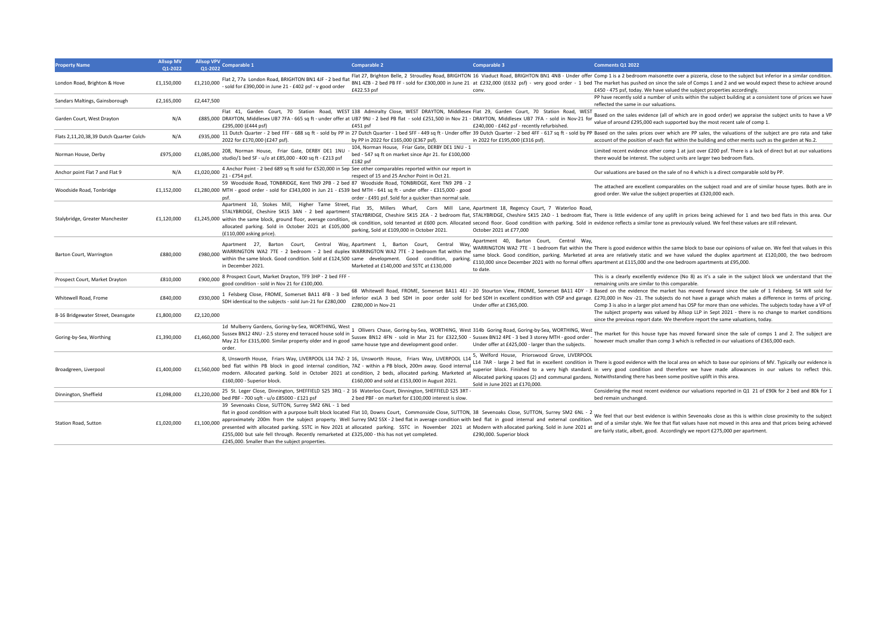| Property Name | Allsop MV Q1-2022 | Allsop VPV Q1-2022 | Comparable 1 | Comparable 2 | Comparable 3 | Comments Q1 2022 |
|---|---|---|---|---|---|---|
| London Road, Brighton & Hove | £1,150,000 | £1,210,000 | Flat 2, 77a London Road, BRIGHTON BN1 4JF - 2 bed flat - sold for £390,000 in June 21 - £402 psf - v good order | Flat 27, Brighton Belle, 2 Stroudley Road, BRIGHTON BN1 4ZB - 2 bed PB FF - sold for £300,000 in June 21 at £422.53 psf | 16 Viaduct Road, BRIGHTON BN1 4NB - Under offer at £232,000 (£632 psf) - very good order - 1 bed conv. | Comp 1 is a 2 bedroom maisonette over a pizzeria, close to the subject but inferior in a similar condition. The market has pushed on since the sale of Comps 1 and 2 and we would expect these to achieve around £450 - 475 psf, today. We have valued the subject properties accordingly. |
| Sandars Maltings, Gainsborough | £2,165,000 | £2,447,500 | | | | PP have recently sold a number of units within the subject building at a consistent tone of prices we have reflected the same in our valuations. |
| Garden Court, West Drayton | N/A | £885,000 | Flat 41, Garden Court, 70 Station Road, WEST DRAYTON, Middlesex UB7 7FA - 665 sq ft - under offer at £295,000 (£444 psf) | 138 Admiralty Close, WEST DRAYTON, Middlesex UB7 9NJ - 2 bed PB flat - sold £251,500 in Nov 21 - £451 psf | Flat 29, Garden Court, 70 Station Road, WEST DRAYTON, Middlesex UB7 7FA - sold in Nov-21 for £240,000 - £462 psf - recently refurbished. | Based on the sales evidence (all of which are in good order) we appraise the subject units to have a VP value of around £295,000 each supported buy the most recent sale of comp 1. |
| Flats 2,11,20,38,39 Dutch Quarter Colch | N/A | £935,000 | 11 Dutch Quarter - 2 bed FFF - 688 sq ft - sold by PP in 2022 for £170,000 (£247 psf). | 27 Dutch Quarter - 1 bed SFF - 449 sq ft - Under offer by PP in 2022 for £165,000 (£367 psf). | 39 Dutch Quarter - 2 bed 4FF - 617 sq ft - sold by PP in 2022 for £195,000 (£316 psf). | Based on the sales prices over which are PP sales, the valuations of the subject are pro rata and take account of the position of each flat within the building and other merits such as the garden at No.2. |
| Norman House, Derby | £975,000 | £1,085,000 | 208, Norman House, Friar Gate, DERBY DE1 1NU - studio/1 bed SF - u/o at £85,000 - 400 sq ft - £213 psf | 104, Norman House, Friar Gate, DERBY DE1 1NU - 1 bed - 547 sq ft on market since Apr 21. for £100,000 £182 psf | | Limited recent evidence other comp 1 at just over £200 psf. There is a lack of direct but at our valuations there would be interest. The subject units are larger two bedroom flats. |
| Anchor point Flat 7 and Flat 9 | N/A | £1,020,000 | 4 Anchor Point - 2 bed 689 sq ft sold for £520,000 in Sep 21 - £754 psf. | See other comparables reported within our report in respect of 15 and 25 Anchor Point in Oct 21. | | Our valuations are based on the sale of no 4 which is a direct comparable sold by PP. |
| Woodside Road, Tonbridge | £1,152,000 | £1,280,000 | 59 Woodside Road, TONBRIDGE, Kent TN9 2PB - 2 bed MTH - good order - sold for £343,000 in Jun 21 - £539 psf. | 87 Woodside Road, TONBRIDGE, Kent TN9 2PB - 2 bed MTH - 641 sq ft - under offer - £315,000 - good order - £491 psf. Sold for a quicker than normal sale. | | The attached are excellent comparables on the subject road and are of similar house types. Both are in good order. We value the subject properties at £320,000 each. |
| Stalybridge, Greater Manchester | £1,120,000 | £1,245,000 | Apartment 10, Stokes Mill, Higher Tame Street, STALYBRIDGE, Cheshire SK15 3AN - 2 bed apartment within the same block, ground floor, average condition, allocated parking. Sold in October 2021 at £105,000 (£110,000 asking price). | Flat 35, Millers Wharf, Corn Mill Lane, STALYBRIDGE, Cheshire SK15 2EA - 2 bedroom flat, ok condition, sold tenanted at £600 pcm. Allocated parking, Sold at £109,000 in October 2021. | Apartment 18, Regency Court, 7 Waterloo Road, STALYBRIDGE, Cheshire SK15 2AD - 1 bedroom flat, second floor. Good condition with parking. Sold in October 2021 at £77,000 | There is little evidence of any uplift in prices being achieved for 1 and two bed flats in this area. Our evidence reflects a similar tone as previously valued. We feel these values are still relevant. |
| Barton Court, Warrington | £880,000 | £980,000 | Apartment 27, Barton Court, Central Way, WARRINGTON WA2 7TE - 2 bedroom - 2 bed duplex within the same block. Good condition. Sold at £124,500 in December 2021. | Apartment 1, Barton Court, Central Way, WARRINGTON WA2 7TE - 2 bedroom flat within the same development. Good condition, parking. Marketed at £140,000 and SSTC at £130,000 | Apartment 40, Barton Court, Central Way, WARRINGTON WA2 7TE - 1 bedroom flat within the same block. Good condition, parking. Marketed at £110,000 since December 2021 with no formal offers to date. | There is good evidence within the same block to base our opinions of value on. We feel that values in this area are relatively static and we have valued the duplex apartment at £120,000, the two bedroom apartment at £115,000 and the one bedroom apartments at £95,000. |
| Prospect Court, Market Drayton | £810,000 | £900,000 | 8 Prospect Court, Market Drayton, TF9 3HP - 2 bed FFF - good condition - sold in Nov 21 for £100,000. | | | This is a clearly excellently evidence (No 8) as it's a sale in the subject block we understand that the remaining units are similar to this comparable. |
| Whitewell Road, Frome | £840,000 | £930,000 | 1 Felsberg Close, FROME, Somerset BA11 4FB - 3 bed SDH identical to the subjects - sold Jun-21 for £280,000 | 68 Whitewell Road, FROME, Somerset BA11 4EJ - inferior exLA 3 bed SDH in poor order sold for £280,000 in Nov-21 | 20 Stourton View, FROME, Somerset BA11 4DY - 3 bed SDH in excellent condition with OSP and garage. Under offer at £365,000. | Based on the evidence the market has moved forward since the sale of 1 Felsberg. 54 WR sold for £270,000 in Nov -21. The subjects do not have a garage which makes a difference in terms of pricing. Comp 3 is also in a larger plot amend has OSP for more than one vehicles. The subjects today have a VP of |
| 8-16 Bridgewater Street, Deansgate | £1,800,000 | £2,120,000 | | | | The subject property was valued by Allsop LLP in Sept 2021 - there is no change to market conditions since the previous report date. We therefore report the same valuations, today. |
| Goring-by-Sea, Worthing | £1,390,000 | £1,460,000 | 1d Mulberry Gardens, Goring-by-Sea, WORTHING, West Sussex BN12 4NU - 2.5 storey end terraced house sold in May 21 for £315,000. Similar property older and in good order. | 1 Ollivers Chase, Goring-by-Sea, WORTHING, West Sussex BN12 4FN - sold in Mar 21 for £322,500 - same house type and development good order. | 314b Goring Road, Goring-by-Sea, WORTHING, West Sussex BN12 4PE - 3 bed 3 storey MTH - good order - Under offer at £425,000 - larger than the subjects. | The market for this house type has moved forward since the sale of comps 1 and 2. The subject are however much smaller than comp 3 which is reflected in our valuations of £365,000 each. |
| Broadgreen, Liverpool | £1,400,000 | £1,560,000 | 8, Unsworth House, Friars Way, LIVERPOOL L14 7AZ- 2 bed flat within PB block in good internal condition, modern. Allocated parking. Sold in October 2021 at £160,000 - Superior block. | 16, Unsworth House, Friars Way, LIVERPOOL L14 7AZ - within a PB block, 200m away. Good internal condition, 2 beds, allocated parking. Marketed at £160,000 and sold at £153,000 in August 2021. | 5, Welford House, Priorswood Grove, LIVERPOOL L14 7AR - large 2 bed flat in excellent condition in superior block. Finished to a very high standard. Allocated parking spaces (2) and communal gardens. Sold in June 2021 at £170,000. | There is good evidence with the local area on which to base our opinions of MV. Typically our evidence is in very good condition and therefore we have made allowances in our values to reflect this. Notwithstanding there has been some positive uplift in this area. |
| Dinnington, Sheffield | £1,098,000 | £1,220,000 | 25 St. Leger Close, Dinnington, SHEFFIELD S25 3RQ - 2 bed PBF - 700 sqft - u/o £85000 - £121 psf | 16 Waterloo Court, Dinnington, SHEFFIELD S25 3RT - 2 bed PBF - on market for £100,000 interest is slow. | | Considering the most recent evidence our valuations reported in Q1 21 of £90k for 2 bed and 80k for 1 bed remain unchanged. |
| Station Road, Sutton | £1,020,000 | £1,100,000 | 39 Sevenoaks Close, SUTTON, Surrey SM2 6NL - 1 bed flat in good condition with a purpose built block located approximately 200m from the subject property. Well presented with allocated parking. SSTC in Nov 2021 at £255,000 but sale fell through. Recently remarketed at £245,000. Smaller than the subject properties. | Flat 10, Downs Court, Commonside Close, SUTTON, Surrey SM2 5SX - 2 bed flat in average condition with allocated parking. SSTC in November 2021 at £325,000 - this has not yet completed. | 38 Sevenoaks Close, SUTTON, Surrey SM2 6NL - 2 bed flat in good internal and external condition. Modern with allocated parking. Sold in June 2021 at £290,000. Superior block | We feel that our best evidence is within Sevenoaks close as this is within close proximity to the subject and of a similar style. We fee that flat values have not moved in this area and that prices being achieved are fairly static, albeit, good. Accordingly we report £275,000 per apartment. |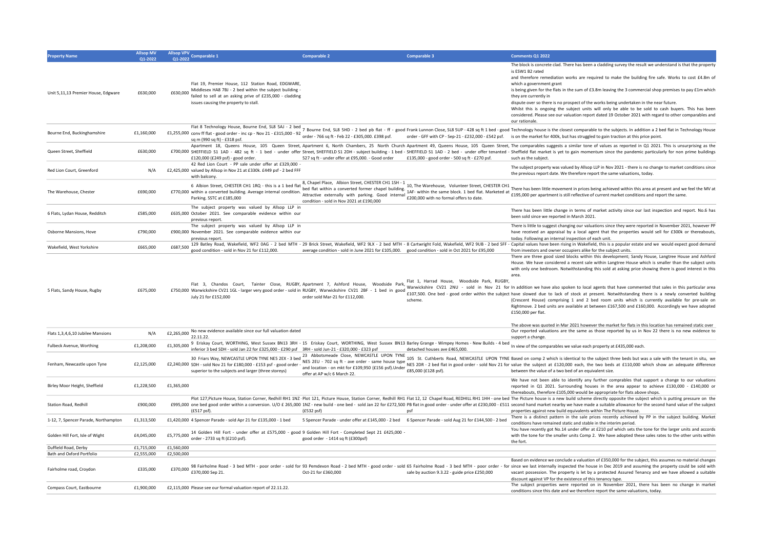| Property Name | Allsop MV Q1-2022 | Allsop VPV Q1-2022 | Comparable 1 | Comparable 2 | Comparable 3 | Comments Q1 2022 |
|---|---|---|---|---|---|---|
| Unit 5,11,13 Premier House, Edgware | £630,000 | £630,000 | Flat 19, Premier House, 112 Station Road, EDGWARE, Middlesex HA8 7BJ - 2 bed within the subject building - failed to sell at an asking prive of £235,000 - cladding issues causing the property to stall. | | | The block is concrete clad. There has been a cladding survey the result we understand is that the property is ESW1 B2 rated and therefore remediation works are required to make the building fire safe. Works to cost £4.8m of which a government grant is being given for the flats in the sum of £3.8m leaving the 3 commercial shop premises to pay £1m which they are currently in dispute over so there is no prospect of the works being undertaken in the near future. Whilst this is ongoing the subject units will only be able to be sold to cash buyers. This has been considered. Please see our valuation report dated 19 October 2021 with regard to other comparables and our rationale. |
| Bourne End, Buckinghamshire | £1,160,000 | £1,255,000 | Flat 8 Technology House, Bourne End, SL8 5AJ - 2 bed conv ff flat - good order - inc cp - Nov 21 - £315,000 - 92 sq m (990 sq ft) - £318 psf. | 7 Bourne End, SL8 5HD - 2 bed pb flat - ff - good order - 766 sq ft - Feb 22 - £305,000. £398 psf. | Frank Lunnon Close, SL8 5UP - 428 sq ft 1 bed - good order - GFF with CP - Sep-21 - £232,000 - £542 psf. | Technology house is the closest comparable to the subjects. In addition a 2 bed flat in Technology House is on the market for 400k, but has struggled to gain traction at this price point. |
| Queen Street, Sheffield | £630,000 | £700,000 | Apartment 18, Queens House, 105 Queen Street, SHEFFIELD S1 1AD - 482 sq ft - 1 bed - under offer £120,000 (£249 psf) - good order. | Apartment 6, North Chambers, 25 North Church Street, SHEFFIELD S1 2DH - subject building - 1 bed - 527 sq ft - under offer at £95,000. - Good order | Apartment 49, Queens House, 105 Queen Street, SHEFFIELD S1 1AD - 2 bed - under offer tenanted - £135,000 - good order - 500 sq ft - £270 psf. | The comparables suggests a similar tone of values as reported in Q1 2021. This is unsurprising as the Sheffield flat market is yet to gain momentum since the pandemic particularly for non prime buildings such as the subject. |
| Red Lion Court, Greenford | N/A | £2,425,000 | 42 Red Lion Court - PP sale under offer at £329,000 - valued by Allsop in Nov 21 at £330k. £449 psf - 2 bed FFF with balcony. | | | The subject property was valued by Allsop LLP in Nov 2021 - there is no change to market conditions since the previous report date. We therefore report the same valuations, today. |
| The Warehouse, Chester | £690,000 | £770,000 | 6 Albion Street, CHESTER CH1 1RQ - this is a 1 bed flat within a converted building. Average internal condition. Parking. SSTC at £185,000 | 8, Chapel Place, Albion Street, CHESTER CH1 1SH - 1 bed flat within a converted former chapel building. Attractive externally with parking. Good internal condition - sold in Nov 2021 at £190,000 | 10, The Warehouse, Volunteer Street, CHESTER CH1 1AF- within the same block. 1 bed flat. Marketed at £200,000 with no formal offers to date. | There has been little movement in prices being achieved within this area at present and we feel the MV at £195,000 per apartment is still reflective of current market conditions and report the same. |
| 6 Flats, Lydan House, Redditch | £585,000 | £635,000 | The subject property was valued by Allsop LLP in October 2021. See comparable evidence within our previous report. | | | There has been little change in terms of market activity since our last inspection and report. No.6 has been sold since we reported in March 2021. |
| Osborne Mansions, Hove | £790,000 | £900,000 | The subject property was valued by Allsop LLP in November 2021. See comparable evidence within our previous report. | | | There is little to suggest changing our valuations since they were reported in November 2021, however PP have received an appraisal by a local agent that the properties would sell for £300k or thereabouts, today. Following an internal inspection of each unit. |
| Wakefield, West Yorkshire | £665,000 | £687,500 | 129 Batley Road, Wakefield, WF2 0AG - 2 bed MTH - good condition - sold in Nov 21 for £112,000. | 29 Brick Street, Wakefield, WF2 9LX - 2 bed MTH - average condition - sold in June 2021 for £105,000. | 8 Cartwright Fold, Wakefield, WF2 9UB - 2 bed SFF - good condition - sold in Oct 2021 for £95,000 | Capital values have been rising in Wakefield, this is a popular estate and we would expect good demand from investors and owner occupiers alike for the subject units. |
| 5 Flats, Sandy House, Rugby | £675,000 | £750,000 | Flat 3, Chandos Court, Tainter Close, RUGBY, Warwickshire CV21 1GL - larger very good order - sold in July 21 for £152,000 | Apartment 7, Ashford House, Woodside Park, RUGBY, Warwickshire CV21 2BF - 1 bed in good order sold Mar-21 for £112,000. | Flat 1, Harrad House, Woodside Park, RUGBY, Warwickshire CV21 2NU - sold in Nov 21 for £107,500. One bed - good order within the subject scheme. | There are three good sized blocks within this development; Sandy House, Langtree House and Ashford House. We have considered a recent sale within Langtree House which is smaller than the subject units with only one bedroom. Notwithstanding this sold at asking price showing there is good interest in this area. In addition we have also spoken to local agents that have commented that sales in this particular area have slowed due to lack of stock at present. Notwithstanding there is a newly converted building (Crescent House) comprising 1 and 2 bed room units which is currently available for pre-sale on Rightmove. 2 bed units are available at between £167,500 and £160,000. Accordingly we have adopted £150,000 per flat. The above was quoted in Mar 2021 however the market for flats in this location has remained static over |
| Flats 1,3,4,6,10 Jubilee Mansions | N/A | £2,265,000 | No new evidence available since our full valuation dated 22.11.22. | | | Our reported valuations are the same as reported by us in Nov 22 there is no new evidence to support a change. |
| Fulbeck Avenue, Worthing | £1,208,000 | £1,305,000 | 9 Eriskay Court, WORTHING, West Sussex BN13 3RH - inferior 3 bed SDH - sold Jan 22 for £325,000 - £290 psf | 15 Eriskay Court, WORTHING, West Sussex BN13 3RH - £320,000 - sold Jun-21 - £320,000 - £323 psf | Barley Grange - Wimpey Homes - New Builds - 4 bed detached houses ave £465,000. | In view of the comparables we value each property at £435,000 each. |
| Fenham, Newcastle upon Tyne | £2,125,000 | £2,240,000 | 30 Friars Way, NEWCASTLE UPON TYNE NE5 2EX - 3 bed SDH - sold Nov 21 for £180,000 - £153 psf - good order - superior to the subjects and larger (three storeys) | 23 Abbotsmeade Close, NEWCASTLE UPON TYNE NE5 2EU - 702 sq ft - ave order - same house type and location - on mkt for £109,950 (£156 psf).Under offer at AP w/c 6 March 22. | 105 St. Cuthberts Road, NEWCASTLE UPON TYNE NE5 2DR - 2 bed flat in good order - sold Nov 21 for £85,000 (£128 psf). | Based on comp 2 which is identical to the subject three beds but was a sale with the tenant in situ, we value the subject at £120,000 each, the two beds at £110,000 which show an adequate difference between the value of a two bed of an equivalent size. |
| Birley Moor Height, Sheffield | £1,228,500 | £1,365,000 | | | | We have not been able to identify any further comprables that support a change to our valuations reported in Q1 2021. Surrounding houses in the area appear to achieve £130,000 - £140,000 or thereabouts, therefore £105,000 would be appropriate for flats above shops. |
| Station Road, Redhill | £900,000 | £995,000 | Plot 127,Picture House, Station Corner, Redhill RH1 1NZ - one bed good order within a conversion. U/O £ 265,000 (£517 psf). | Plot 121, Picture House, Station Corner, Redhill RH1 1NZ - new build - one bed - sold Jan 22 for £272,500 (£532 psf) | Flat 12, 12 Chapel Road, REDHILL RH1 1HH - one bed PB flat in good order - under offer at £230,000 - £511 psf | The Picture House is a new build scheme directly opposite the subject which is putting pressure on the second hand market nearby we have made a suitable allowance for the second hand value of the subject properties against new build equivalents within The Picture House. |
| 1-12, 7, Spencer Parade, Northampton | £1,313,500 | £1,420,000 | 4 Spencer Parade - sold Apr 21 for £135,000 - 1 bed | 5 Spencer Parade - under offer at £145,000 - 2 bed | 6 Spencer Parade - sold Aug 21 for £144,500 - 2 bed | There is a distinct pattern in the sale prices recently achieved by PP in the subject building. Market conditions have remained static and stable in the interim period. |
| Golden Hill Fort, Isle of Wight | £4,045,000 | £5,775,000 | 14 Golden Hill Fort - under offer at £575,000 - good order - 2733 sq ft (£210 psf). | 9 Golden Hill Fort - Completed Sept 21 £425,000 - good order - 1414 sq ft (£300psf) | | You have recently got No.14 under offer at £210 psf which sets the tone for the larger units and accords with the tone for the smaller units Comp 2. We have adopted these sales rates to the other units within the fort. |
| Duffield Road, Derby | £1,715,000 | £1,560,000 | | | | |
| Bath and Oxford Portfolio | £2,555,000 | £2,500,000 | | | | |
| Fairholme road, Croydon | £335,000 | £370,000 | 98 Fairholme Road - 3 bed MTH - poor order - sold for £370,000 Sep 21. | 93 Pemdevon Road - 2 bed MTH - good order - sold Oct-21 for £360,000 | 65 Fairholme Road - 3 bed MTH - poor order - for sale by auction 9.3.22 - guide price £250,000 | Based on evidence we conclude a valuation of £350,000 for the subject, this assumes no material changes since we last internally inspected the house in Dec 2019 and assuming the property could be sold with vacant possession. The property is let by a protected Assured Tenancy and we have allowed a suitable discount against VP for the existence of this tenancy type. |
| Compass Court, Eastbourne | £1,900,000 | £2,115,000 | Please see our formal valuation report of 22.11.22. | | | The subject properties were reported on in November 2021, there has been no change in market conditions since this date and we therefore report the same valuations, today. |